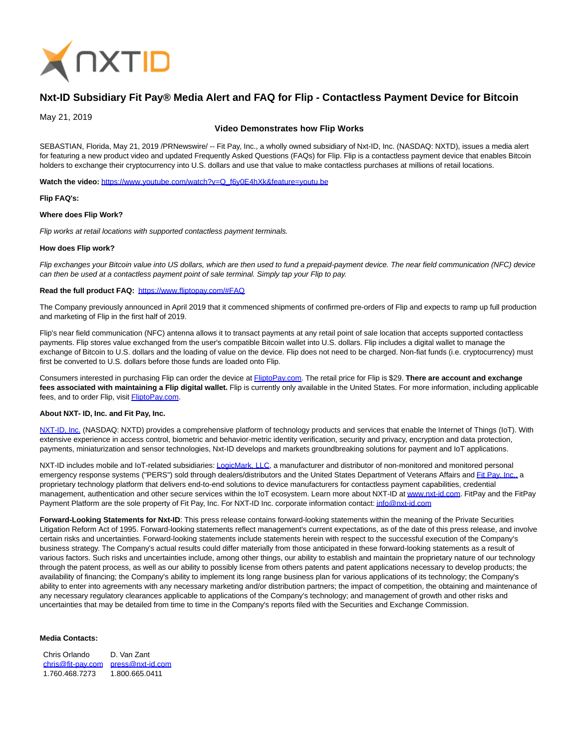# Nxt-ID Subsidiary Fit Pay® Media Alert and FAQ for Flip - Contactless Payment Device for Bitcoin

May 21, 2019

**Video Demonstrates how Flip Works**

SEBASTIAN, Florida, May 21, 2019 /PRNewswire/ -- Fit Pay, Inc., a wholly owned subsidiary of Nxt-ID, Inc. (NASDAQ: NXTD), issues a media alert for featuring a new product video and updated Frequently Asked Questions (FAQs) for Flip. Flip is a contactless payment device that enables Bitcoin holders to exchange their cryptocurrency into U.S. dollars and use that value to make contactless purchases at millions of retail locations.

**Watch the video:** https://www.youtube.com/watch?v=Q_f6y0E4hXk&feature=youtu.be

**Flip FAQ's:**

**Where does Flip Work?**

*Flip works at retail locations with supported contactless payment terminals.*

**How does Flip work?**

*Flip exchanges your Bitcoin value into US dollars, which are then used to fund a prepaid-payment device. The near field communication (NFC) device can then be used at a contactless payment point of sale terminal. Simply tap your Flip to pay.*

**Read the full product FAQ:** https://www.fliptopay.com/#FAQ

The Company previously announced in April 2019 that it commenced shipments of confirmed pre-orders of Flip and expects to ramp up full production and marketing of Flip in the first half of 2019.

Flip's near field communication (NFC) antenna allows it to transact payments at any retail point of sale location that accepts supported contactless payments. Flip stores value exchanged from the user's compatible Bitcoin wallet into U.S. dollars. Flip includes a digital wallet to manage the exchange of Bitcoin to U.S. dollars and the loading of value on the device. Flip does not need to be charged. Non-fiat funds (i.e. cryptocurrency) must first be converted to U.S. dollars before those funds are loaded onto Flip.

Consumers interested in purchasing Flip can order the device at FliptoPay.com. The retail price for Flip is $29. **There are account and exchange fees associated with maintaining a Flip digital wallet.** Flip is currently only available in the United States. For more information, including applicable fees, and to order Flip, visit FliptoPay.com.

**About NXT- ID, Inc. and Fit Pay, Inc.**

NXT-ID, Inc. (NASDAQ: NXTD) provides a comprehensive platform of technology products and services that enable the Internet of Things (IoT). With extensive experience in access control, biometric and behavior-metric identity verification, security and privacy, encryption and data protection, payments, miniaturization and sensor technologies, Nxt-ID develops and markets groundbreaking solutions for payment and IoT applications.

NXT-ID includes mobile and IoT-related subsidiaries: LogicMark, LLC, a manufacturer and distributor of non-monitored and monitored personal emergency response systems ("PERS") sold through dealers/distributors and the United States Department of Veterans Affairs and Fit Pay, Inc., a proprietary technology platform that delivers end-to-end solutions to device manufacturers for contactless payment capabilities, credential management, authentication and other secure services within the IoT ecosystem. Learn more about NXT-ID at www.nxt-id.com. FitPay and the FitPay Payment Platform are the sole property of Fit Pay, Inc. For NXT-ID Inc. corporate information contact: info@nxt-id.com

**Forward-Looking Statements for Nxt-ID**: This press release contains forward-looking statements within the meaning of the Private Securities Litigation Reform Act of 1995. Forward-looking statements reflect management's current expectations, as of the date of this press release, and involve certain risks and uncertainties. Forward-looking statements include statements herein with respect to the successful execution of the Company's business strategy. The Company's actual results could differ materially from those anticipated in these forward-looking statements as a result of various factors. Such risks and uncertainties include, among other things, our ability to establish and maintain the proprietary nature of our technology through the patent process, as well as our ability to possibly license from others patents and patent applications necessary to develop products; the availability of financing; the Company's ability to implement its long range business plan for various applications of its technology; the Company's ability to enter into agreements with any necessary marketing and/or distribution partners; the impact of competition, the obtaining and maintenance of any necessary regulatory clearances applicable to applications of the Company's technology; and management of growth and other risks and uncertainties that may be detailed from time to time in the Company's reports filed with the Securities and Exchange Commission.

**Media Contacts:**

| | |
|---|---|
| Chris Orlando | D. Van Zant |
| chris@fit-pay.com | press@nxt-id.com |
| 1.760.468.7273 | 1.800.665.0411 |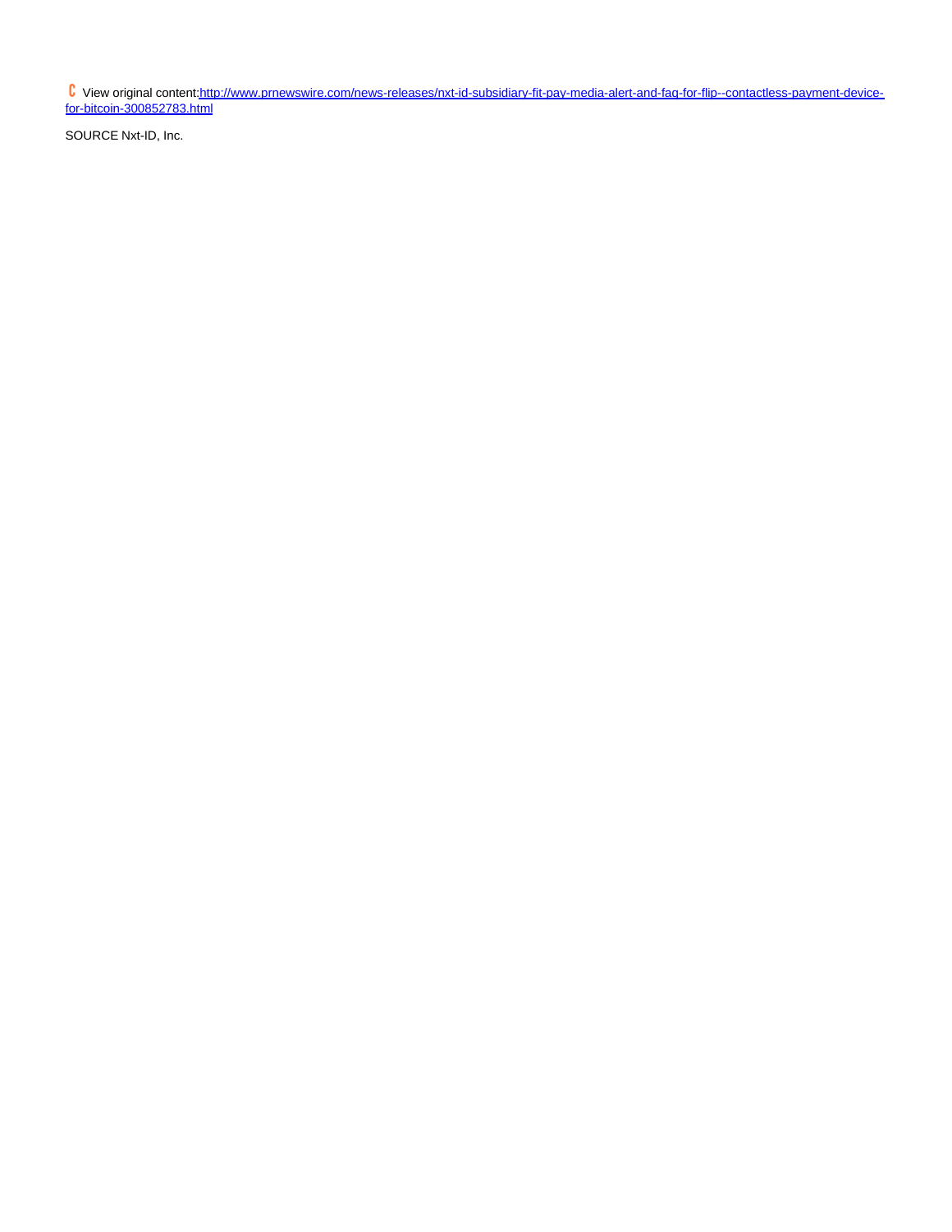View original content:[http://www.prnewswire.com/news-releases/nxt-id-subsidiary-fit-pay-media-alert-and-faq-for-flip--contactless-payment-device-for-bitcoin-300852783.html](http://www.prnewswire.com/news-releases/nxt-id-subsidiary-fit-pay-media-alert-and-faq-for-flip--contactless-payment-device-for-bitcoin-300852783.html)

SOURCE Nxt-ID, Inc.